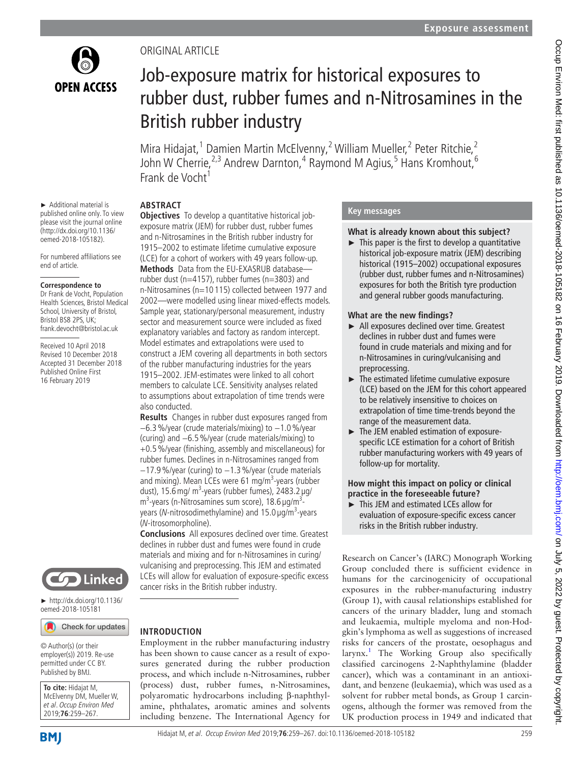ORIGINAL ARTICLE

# Job-exposure matrix for historical exposures to rubber dust, rubber fumes and n-Nitrosamines in the British rubber industry

Mira Hidajat,[1] Damien Martin McElvenny,[2] William Mueller,[2] Peter Ritchie,[2] John W Cherrie,[2,3] Andrew Darnton,[4] Raymond M Agius,[5] Hans Kromhout,[6] Frank de Vocht[1]

► Additional material is published online only. To view please visit the journal online (http://dx.doi.org/10.1136/oemed-2018-105182).

For numbered affiliations see end of article.

**Correspondence to**
Dr Frank de Vocht, Population Health Sciences, Bristol Medical School, University of Bristol, Bristol BS8 2PS, UK; frank.devocht@bristol.ac.uk

Received 10 April 2018
Revised 10 December 2018
Accepted 31 December 2018
Published Online First 16 February 2019

► http://dx.doi.org/10.1136/oemed-2018-105181

© Author(s) (or their employer(s)) 2019. Re-use permitted under CC BY. Published by BMJ.

**To cite:** Hidajat M, McElvenny DM, Mueller W, *et al. Occup Environ Med* 2019;**76**:259–267.

## ABSTRACT

**Objectives** To develop a quantitative historical job-exposure matrix (JEM) for rubber dust, rubber fumes and n-Nitrosamines in the British rubber industry for 1915–2002 to estimate lifetime cumulative exposure (LCE) for a cohort of workers with 49 years follow-up.

**Methods** Data from the EU-EXASRUB database—rubber dust (n=4157), rubber fumes (n=3803) and n-Nitrosamines (n=10 115) collected between 1977 and 2002—were modelled using linear mixed-effects models. Sample year, stationary/personal measurement, industry sector and measurement source were included as fixed explanatory variables and factory as random intercept. Model estimates and extrapolations were used to construct a JEM covering all departments in both sectors of the rubber manufacturing industries for the years 1915–2002. JEM-estimates were linked to all cohort members to calculate LCE. Sensitivity analyses related to assumptions about extrapolation of time trends were also conducted.

**Results** Changes in rubber dust exposures ranged from −6.3 %/year (crude materials/mixing) to −1.0 %/year (curing) and −6.5 %/year (crude materials/mixing) to +0.5 %/year (finishing, assembly and miscellaneous) for rubber fumes. Declines in n-Nitrosamines ranged from −17.9 %/year (curing) to −1.3 %/year (crude materials and mixing). Mean LCEs were 61 mg/m$^3$-years (rubber dust), 15.6 mg/ m$^3$-years (rubber fumes), 2483.2 µg/ m$^3$-years (n-Nitrosamines sum score), 18.6 µg/m$^3$-years (*N*-nitrosodimethylamine) and 15.0 µg/m$^3$-years (*N*-itrosomorpholine).

**Conclusions** All exposures declined over time. Greatest declines in rubber dust and fumes were found in crude materials and mixing and for n-Nitrosamines in curing/vulcanising and preprocessing. This JEM and estimated LCEs will allow for evaluation of exposure-specific excess cancer risks in the British rubber industry.

## Key messages

**What is already known about this subject?**

► This paper is the first to develop a quantitative historical job-exposure matrix (JEM) describing historical (1915–2002) occupational exposures (rubber dust, rubber fumes and n-Nitrosamines) exposures for both the British tyre production and general rubber goods manufacturing.

**What are the new findings?**

► All exposures declined over time. Greatest declines in rubber dust and fumes were found in crude materials and mixing and for n-Nitrosamines in curing/vulcanising and preprocessing.
► The estimated lifetime cumulative exposure (LCE) based on the JEM for this cohort appeared to be relatively insensitive to choices on extrapolation of time time-trends beyond the range of the measurement data.
► The JEM enabled estimation of exposure-specific LCE estimation for a cohort of British rubber manufacturing workers with 49 years of follow-up for mortality.

**How might this impact on policy or clinical practice in the foreseeable future?**

► This JEM and estimated LCEs allow for evaluation of exposure-specific excess cancer risks in the British rubber industry.

## INTRODUCTION

Employment in the rubber manufacturing industry has been shown to cause cancer as a result of exposures generated during the rubber production process, and which include n-Nitrosamines, rubber (process) dust, rubber fumes, n-Nitrosamines, polyaromatic hydrocarbons including β-naphthylamine, phthalates, aromatic amines and solvents including benzene. The International Agency for Research on Cancer's (IARC) Monograph Working Group concluded there is sufficient evidence in humans for the carcinogenicity of occupational exposures in the rubber-manufacturing industry (Group 1), with causal relationships established for cancers of the urinary bladder, lung and stomach and leukaemia, multiple myeloma and non-Hodgkin's lymphoma as well as suggestions of increased risks for cancers of the prostate, oesophagus and larynx.[1] The Working Group also specifically classified carcinogens 2-Naphthylamine (bladder cancer), which was a contaminant in an antioxidant, and benzene (leukaemia), which was used as a solvent for rubber metal bonds, as Group 1 carcinogens, although the former was removed from the UK production process in 1949 and indicated that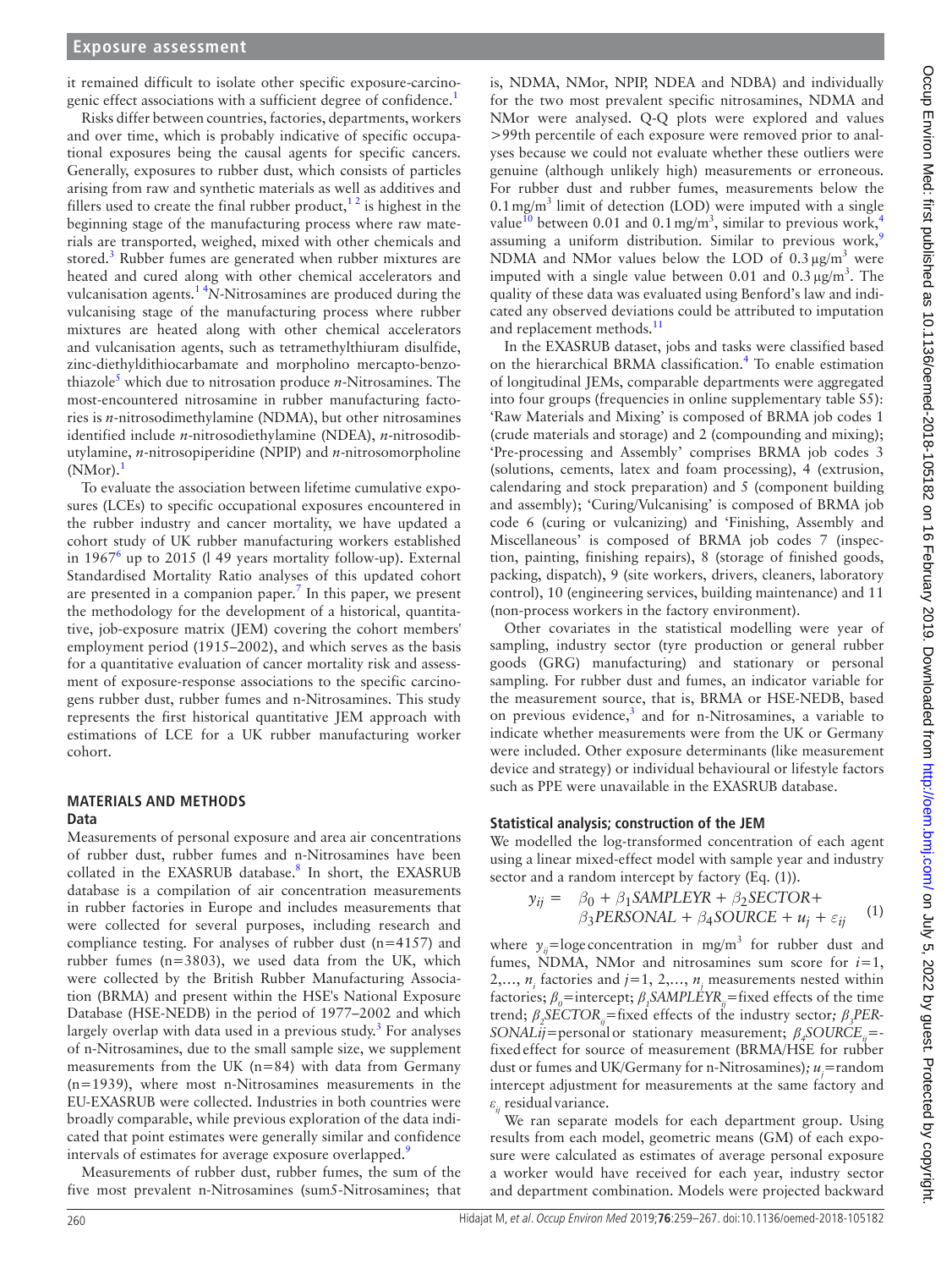it remained difficult to isolate other specific exposure-carcinogenic effect associations with a sufficient degree of confidence.[1]

Risks differ between countries, factories, departments, workers and over time, which is probably indicative of specific occupational exposures being the causal agents for specific cancers. Generally, exposures to rubber dust, which consists of particles arising from raw and synthetic materials as well as additives and fillers used to create the final rubber product,[1 2] is highest in the beginning stage of the manufacturing process where raw materials are transported, weighed, mixed with other chemicals and stored.[3] Rubber fumes are generated when rubber mixtures are heated and cured along with other chemical accelerators and vulcanisation agents.[1 4] *N*-Nitrosamines are produced during the vulcanising stage of the manufacturing process where rubber mixtures are heated along with other chemical accelerators and vulcanisation agents, such as tetramethylthiuram disulfide, zinc-diethyldithiocarbamate and morpholino mercapto-benzothiazole[5] which due to nitrosation produce *n*-Nitrosamines. The most-encountered nitrosamine in rubber manufacturing factories is *n*-nitrosodimethylamine (NDMA), but other nitrosamines identified include *n*-nitrosodiethylamine (NDEA), *n*-nitrosodibutylamine, *n*-nitrosopiperidine (NPIP) and *n*-nitrosomorpholine (NMor).[1]

To evaluate the association between lifetime cumulative exposures (LCEs) to specific occupational exposures encountered in the rubber industry and cancer mortality, we have updated a cohort study of UK rubber manufacturing workers established in 1967[6] up to 2015 (l 49 years mortality follow-up). External Standardised Mortality Ratio analyses of this updated cohort are presented in a companion paper.[7] In this paper, we present the methodology for the development of a historical, quantitative, job-exposure matrix (JEM) covering the cohort members' employment period (1915–2002), and which serves as the basis for a quantitative evaluation of cancer mortality risk and assessment of exposure-response associations to the specific carcinogens rubber dust, rubber fumes and n-Nitrosamines. This study represents the first historical quantitative JEM approach with estimations of LCE for a UK rubber manufacturing worker cohort.

## MATERIALS AND METHODS

### Data

Measurements of personal exposure and area air concentrations of rubber dust, rubber fumes and n-Nitrosamines have been collated in the EXASRUB database.[8] In short, the EXASRUB database is a compilation of air concentration measurements in rubber factories in Europe and includes measurements that were collected for several purposes, including research and compliance testing. For analyses of rubber dust (n=4157) and rubber fumes (n=3803), we used data from the UK, which were collected by the British Rubber Manufacturing Association (BRMA) and present within the HSE's National Exposure Database (HSE-NEDB) in the period of 1977–2002 and which largely overlap with data used in a previous study.[3] For analyses of n-Nitrosamines, due to the small sample size, we supplement measurements from the UK (n=84) with data from Germany (n=1939), where most n-Nitrosamines measurements in the EU-EXASRUB were collected. Industries in both countries were broadly comparable, while previous exploration of the data indicated that point estimates were generally similar and confidence intervals of estimates for average exposure overlapped.[9]

Measurements of rubber dust, rubber fumes, the sum of the five most prevalent n-Nitrosamines (sum5-Nitrosamines; that is, NDMA, NMor, NPIP, NDEA and NDBA) and individually for the two most prevalent specific nitrosamines, NDMA and NMor were analysed. Q-Q plots were explored and values >99th percentile of each exposure were removed prior to analyses because we could not evaluate whether these outliers were genuine (although unlikely high) measurements or erroneous. For rubber dust and rubber fumes, measurements below the 0.1 mg/m$^3$ limit of detection (LOD) were imputed with a single value[10] between 0.01 and 0.1 mg/m$^3$, similar to previous work,[4] assuming a uniform distribution. Similar to previous work,[9] NDMA and NMor values below the LOD of 0.3 µg/m$^3$ were imputed with a single value between 0.01 and 0.3 µg/m$^3$. The quality of these data was evaluated using Benford's law and indicated any observed deviations could be attributed to imputation and replacement methods.[11]

In the EXASRUB dataset, jobs and tasks were classified based on the hierarchical BRMA classification.[4] To enable estimation of longitudinal JEMs, comparable departments were aggregated into four groups (frequencies in online supplementary table S5): 'Raw Materials and Mixing' is composed of BRMA job codes 1 (crude materials and storage) and 2 (compounding and mixing); 'Pre-processing and Assembly' comprises BRMA job codes 3 (solutions, cements, latex and foam processing), 4 (extrusion, calendaring and stock preparation) and 5 (component building and assembly); 'Curing/Vulcanising' is composed of BRMA job code 6 (curing or vulcanizing) and 'Finishing, Assembly and Miscellaneous' is composed of BRMA job codes 7 (inspection, painting, finishing repairs), 8 (storage of finished goods, packing, dispatch), 9 (site workers, drivers, cleaners, laboratory control), 10 (engineering services, building maintenance) and 11 (non-process workers in the factory environment).

Other covariates in the statistical modelling were year of sampling, industry sector (tyre production or general rubber goods (GRG) manufacturing) and stationary or personal sampling. For rubber dust and fumes, an indicator variable for the measurement source, that is, BRMA or HSE-NEDB, based on previous evidence,[3] and for n-Nitrosamines, a variable to indicate whether measurements were from the UK or Germany were included. Other exposure determinants (like measurement device and strategy) or individual behavioural or lifestyle factors such as PPE were unavailable in the EXASRUB database.

### Statistical analysis; construction of the JEM

We modelled the log-transformed concentration of each agent using a linear mixed-effect model with sample year and industry sector and a random intercept by factory (Eq. (1)).

$$y_{ij} = \beta_0 + \beta_1 SAMPLEYR + \beta_2 SECTOR + \beta_3 PERSONAL + \beta_4 SOURCE + u_j + \varepsilon_{ij} \quad (1)$$

where $y_{ij}$=loge concentration in mg/m$^3$ for rubber dust and fumes, NDMA, NMor and nitrosamines sum score for $i$=1, 2,..., $n_i$ factories and $j$=1, 2,..., $n_j$ measurements nested within factories; $\beta_0$=intercept; $\beta_1 SAMPLEYR_{ij}$=fixed effects of the time trend; $\beta_2 SECTOR_{ij}$=fixed effects of the industry sector; $\beta_3 PERSONALij$=personal or stationary measurement; $\beta_4 SOURCE_{ij}$=fixed effect for source of measurement (BRMA/HSE for rubber dust or fumes and UK/Germany for n-Nitrosamines); $u_j$=random intercept adjustment for measurements at the same factory and $\varepsilon_{ij}$ residual variance.

We ran separate models for each department group. Using results from each model, geometric means (GM) of each exposure were calculated as estimates of average personal exposure a worker would have received for each year, industry sector and department combination. Models were projected backward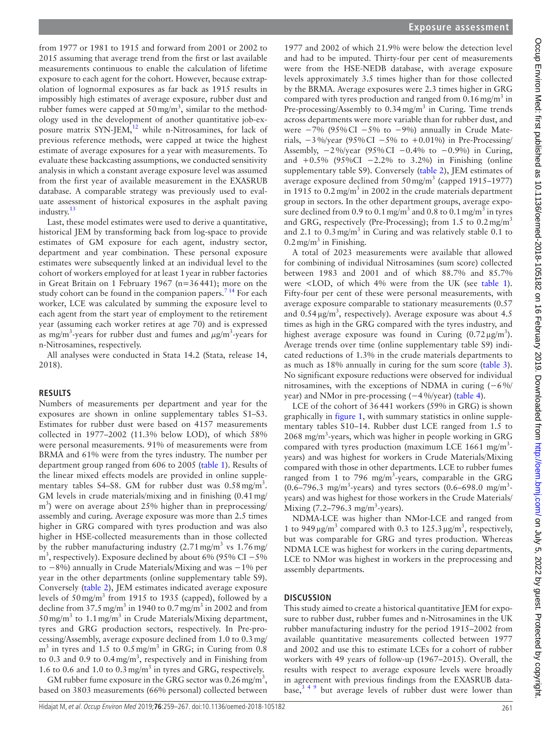from 1977 or 1981 to 1915 and forward from 2001 or 2002 to 2015 assuming that average trend from the first or last available measurements continuous to enable the calculation of lifetime exposure to each agent for the cohort. However, because extrapolation of lognormal exposures as far back as 1915 results in impossibly high estimates of average exposure, rubber dust and rubber fumes were capped at 50 mg/m$^3$, similar to the methodology used in the development of another quantitative job-exposure matrix SYN-JEM,[12] while n-Nitrosamines, for lack of previous reference methods, were capped at twice the highest estimate of average exposures for a year with measurements. To evaluate these backcasting assumptions, we conducted sensitivity analysis in which a constant average exposure level was assumed from the first year of available measurement in the EXASRUB database. A comparable strategy was previously used to evaluate assessment of historical exposures in the asphalt paving industry.[13]

Last, these model estimates were used to derive a quantitative, historical JEM by transforming back from log-space to provide estimates of GM exposure for each agent, industry sector, department and year combination. These personal exposure estimates were subsequently linked at an individual level to the cohort of workers employed for at least 1 year in rubber factories in Great Britain on 1 February 1967 (n=36 441); more on the study cohort can be found in the companion papers.[7 14] For each worker, LCE was calculated by summing the exposure level to each agent from the start year of employment to the retirement year (assuming each worker retires at age 70) and is expressed as mg/m$^3$-years for rubber dust and fumes and $\mu$g/m$^3$-years for n-Nitrosamines, respectively.

All analyses were conducted in Stata 14.2 (Stata, release 14, 2018).

## RESULTS

Numbers of measurements per department and year for the exposures are shown in online supplementary tables S1–S3. Estimates for rubber dust were based on 4157 measurements collected in 1977–2002 (11.3% below LOD), of which 58% were personal measurements. 91% of measurements were from BRMA and 61% were from the tyres industry. The number per department group ranged from 606 to 2005 (table 1). Results of the linear mixed effects models are provided in online supplementary tables S4–S8. GM for rubber dust was 0.58 mg/m$^3$. GM levels in crude materials/mixing and in finishing (0.41 mg/m$^3$) were on average about 25% higher than in preprocessing/assembly and curing. Average exposure was more than 2.5 times higher in GRG compared with tyres production and was also higher in HSE-collected measurements than in those collected by the rubber manufacturing industry (2.71 mg/m$^3$ vs 1.76 mg/m$^3$, respectively). Exposure declined by about 6% (95% CI −5% to −8%) annually in Crude Materials/Mixing and was −1% per year in the other departments (online supplementary table S9). Conversely (table 2), JEM estimates indicated average exposure levels of 50 mg/m$^3$ from 1915 to 1935 (capped), followed by a decline from 37.5 mg/m$^3$ in 1940 to 0.7 mg/m$^3$ in 2002 and from 50 mg/m$^3$ to 1.1 mg/m$^3$ in Crude Materials/Mixing department, tyres and GRG production sectors, respectively. In Pre-processing/Assembly, average exposure declined from 1.0 to 0.3 mg/m$^3$ in tyres and 1.5 to 0.5 mg/m$^3$ in GRG; in Curing from 0.8 to 0.3 and 0.9 to 0.4 mg/m$^3$, respectively and in Finishing from 1.6 to 0.6 and 1.0 to 0.3 mg/m$^3$ in tyres and GRG, respectively.

GM rubber fume exposure in the GRG sector was 0.26 mg/m$^3$, based on 3803 measurements (66% personal) collected between 1977 and 2002 of which 21.9% were below the detection level and had to be imputed. Thirty-four per cent of measurements were from the HSE-NEDB database, with average exposure levels approximately 3.5 times higher than for those collected by the BRMA. Average exposures were 2.3 times higher in GRG compared with tyres production and ranged from 0.16 mg/m$^3$ in Pre-processing/Assembly to 0.34 mg/m$^3$ in Curing. Time trends across departments were more variable than for rubber dust, and were −7% (95% CI −5% to −9%) annually in Crude Materials, −3%/year (95% CI −5% to +0.01%) in Pre-Processing/Assembly, −2%/year (95% CI −0.4% to −0.9%) in Curing, and +0.5% (95% CI −2.2% to 3.2%) in Finishing (online supplementary table S9). Conversely (table 2), JEM estimates of average exposure declined from 50 mg/m$^3$ (capped 1915–1977) in 1915 to 0.2 mg/m$^3$ in 2002 in the crude materials department group in sectors. In the other department groups, average exposure declined from 0.9 to 0.1 mg/m$^3$ and 0.8 to 0.1 mg/m$^3$ in tyres and GRG, respectively (Pre-Processing); from 1.5 to 0.2 mg/m$^3$ and 2.1 to 0.3 mg/m$^3$ in Curing and was relatively stable 0.1 to 0.2 mg/m$^3$ in Finishing.

A total of 2023 measurements were available that allowed for combining of individual Nitrosamines (sum score) collected between 1983 and 2001 and of which 88.7% and 85.7% were <LOD, of which 4% were from the UK (see table 1). Fifty-four per cent of these were personal measurements, with average exposure comparable to stationary measurements (0.57 and 0.54 µg/m$^3$, respectively). Average exposure was about 4.5 times as high in the GRG compared with the tyres industry, and highest average exposure was found in Curing (0.72 µg/m$^3$). Average trends over time (online supplementary table S9) indicated reductions of 1.3% in the crude materials departments to as much as 18% annually in curing for the sum score (table 3). No significant exposure reductions were observed for individual nitrosamines, with the exceptions of NDMA in curing (−6%/year) and NMor in pre-processing (−4%/year) (table 4).

LCE of the cohort of 36 441 workers (59% in GRG) is shown graphically in figure 1, with summary statistics in online supplementary tables S10–14. Rubber dust LCE ranged from 1.5 to 2068 mg/m$^3$-years, which was higher in people working in GRG compared with tyres production (maximum LCE 1661 mg/m$^3$-years) and was highest for workers in Crude Materials/Mixing compared with those in other departments. LCE to rubber fumes ranged from 1 to 796 mg/m$^3$-years, comparable in the GRG (0.6–796.3 mg/m$^3$-years) and tyres sectors (0.6–698.0 mg/m$^3$-years) and was highest for those workers in the Crude Materials/Mixing (7.2–796.3 mg/m$^3$-years).

NDMA-LCE was higher than NMor-LCE and ranged from 1 to 949 µg/m$^3$ compared with 0.3 to 125.3 µg/m$^3$, respectively, but was comparable for GRG and tyres production. Whereas NDMA LCE was highest for workers in the curing departments, LCE to NMor was highest in workers in the preprocessing and assembly departments.

## DISCUSSION

This study aimed to create a historical quantitative JEM for exposure to rubber dust, rubber fumes and n-Nitrosamines in the UK rubber manufacturing industry for the period 1915–2002 from available quantitative measurements collected between 1977 and 2002 and use this to estimate LCEs for a cohort of rubber workers with 49 years of follow-up (1967–2015). Overall, the results with respect to average exposure levels were broadly in agreement with previous findings from the EXASRUB database,[3 4 9] but average levels of rubber dust were lower than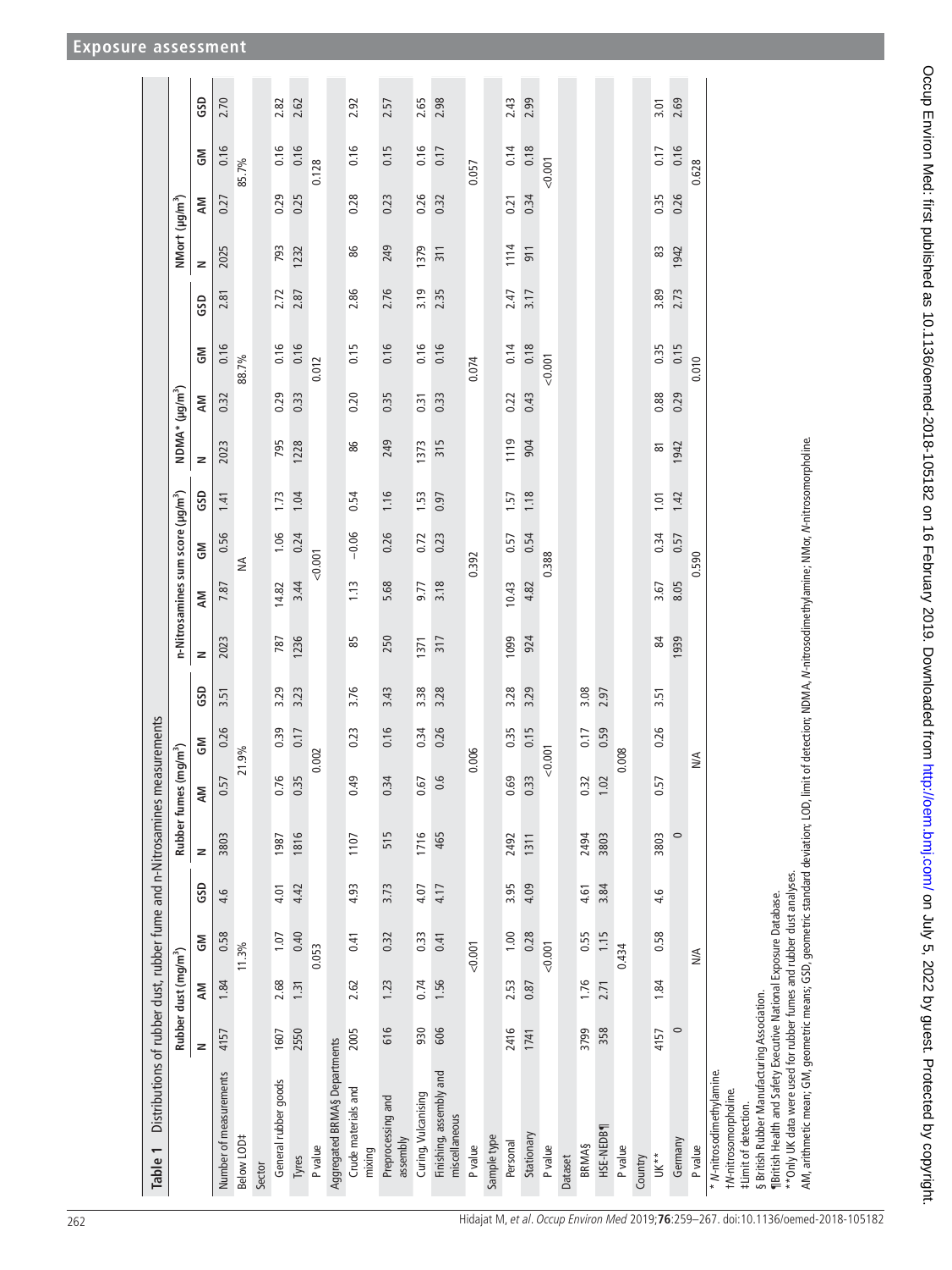**Table 1** Distributions of rubber dust, rubber fume and n-Nitrosamines measurements

| | Rubber dust (mg/m³) | | | | Rubber fumes (mg/m³) | | | | n-Nitrosamines sum score (µg/m³) | | | | NDMA* (µg/m³) | | | | NMor† (µg/m³) | | | |
|---|---|---|---|---|---|---|---|---|---|---|---|---|---|---|---|---|---|---|---|---|
| | N | AM | GM | GSD | N | AM | GM | GSD | N | AM | GM | GSD | N | AM | GM | GSD | N | AM | GM | GSD |
| Number of measurements | 4157 | 1.84 | 0.58 | 4.6 | 3803 | 0.57 | 0.26 | 3.51 | 2023 | 7.87 | 0.56 | 1.41 | 2023 | 0.32 | 0.16 | 2.81 | 2025 | 0.27 | 0.16 | 2.70 |
| Below LOD‡ | | 11.3% | | | | 21.9% | | | | NA | | | | 88.7% | | | | 85.7% | | |
| Sector | | | | | | | | | | | | | | | | | | | | |
| General rubber goods | 1607 | 2.68 | 1.07 | 4.01 | 1987 | 0.76 | 0.39 | 3.29 | 787 | 14.82 | 1.06 | 1.73 | 795 | 0.29 | 0.16 | 2.72 | 793 | 0.29 | 0.16 | 2.82 |
| Tyres | 2550 | 1.31 | 0.40 | 4.42 | 1816 | 0.35 | 0.17 | 3.23 | 1236 | 3.44 | 0.24 | 1.04 | 1228 | 0.33 | 0.16 | 2.87 | 1232 | 0.25 | 0.16 | 2.62 |
| P value | | 0.053 | | | | 0.002 | | | | <0.001 | | | | 0.012 | | | | 0.128 | | |
| Aggregated BRMA§ Departments | | | | | | | | | | | | | | | | | | | | |
| Crude materials and mixing | 2005 | 2.62 | 0.41 | 4.93 | 1107 | 0.49 | 0.23 | 3.76 | 85 | 1.13 | −0.06 | 0.54 | 86 | 0.20 | 0.15 | 2.86 | 86 | 0.28 | 0.16 | 2.92 |
| Preprocessing and assembly | 616 | 1.23 | 0.32 | 3.73 | 515 | 0.34 | 0.16 | 3.43 | 250 | 5.68 | 0.26 | 1.16 | 249 | 0.35 | 0.16 | 2.76 | 249 | 0.23 | 0.15 | 2.57 |
| Curing, Vulcanising | 930 | 0.74 | 0.33 | 4.07 | 1716 | 0.67 | 0.34 | 3.38 | 1371 | 9.77 | 0.72 | 1.53 | 1373 | 0.31 | 0.16 | 3.19 | 1379 | 0.26 | 0.16 | 2.65 |
| Finishing, assembly and miscellaneous | 606 | 1.56 | 0.41 | 4.17 | 465 | 0.6 | 0.26 | 3.28 | 317 | 3.18 | 0.23 | 0.97 | 315 | 0.33 | 0.16 | 2.35 | 311 | 0.32 | 0.17 | 2.98 |
| P value | | <0.001 | | | | 0.006 | | | | 0.392 | | | | 0.074 | | | | 0.057 | | |
| Sample type | | | | | | | | | | | | | | | | | | | | |
| Personal | 2416 | 2.53 | 1.00 | 3.95 | 2492 | 0.69 | 0.35 | 3.28 | 1099 | 10.43 | 0.57 | 1.57 | 1119 | 0.22 | 0.14 | 2.47 | 1114 | 0.21 | 0.14 | 2.43 |
| Stationary | 1741 | 0.87 | 0.28 | 4.09 | 1311 | 0.33 | 0.15 | 3.29 | 924 | 4.82 | 0.54 | 1.18 | 904 | 0.43 | 0.18 | 3.17 | 911 | 0.34 | 0.18 | 2.99 |
| P value | | <0.001 | | | | <0.001 | | | | 0.388 | | | | <0.001 | | | | <0.001 | | |
| Dataset | | | | | | | | | | | | | | | | | | | | |
| BRMA§ | 3799 | 1.76 | 0.55 | 4.61 | 2494 | 0.32 | 0.17 | 3.08 | | | | | | | | | | | | |
| HSE-NEDB¶ | 358 | 2.71 | 1.15 | 3.84 | 3803 | 1.02 | 0.59 | 2.97 | | | | | | | | | | | | |
| P value | | 0.434 | | | | 0.008 | | | | | | | | | | | | | | |
| Country | | | | | | | | | | | | | | | | | | | | |
| UK** | 4157 | 1.84 | 0.58 | 4.6 | 3803 | 0.57 | 0.26 | 3.51 | 84 | 3.67 | 0.34 | 1.01 | 81 | 0.88 | 0.35 | 3.89 | 83 | 0.35 | 0.17 | 3.01 |
| Germany | 0 | | | | 0 | | | | 1939 | 8.05 | 0.57 | 1.42 | 1942 | 0.29 | 0.15 | 2.73 | 1942 | 0.26 | 0.16 | 2.69 |
| P value | | N/A | | | | N/A | | | | 0.590 | | | | 0.010 | | | | 0.628 | | |

\* *N*-nitrosodimethylamine.
†*N*-nitrosomorpholine.
‡Limit of detection.
§ British Rubber Manufacturing Association.
¶British Health and Safety Executive National Exposure Database.
\*\*Only UK data were used for rubber fumes and rubber dust analyses.
AM, arithmetic mean; GM, geometric means; GSD, geometric standard deviation; LOD, limit of detection; NDMA, *N*-nitrosodimethylamine; NMor, *N*-nitrosomorpholine.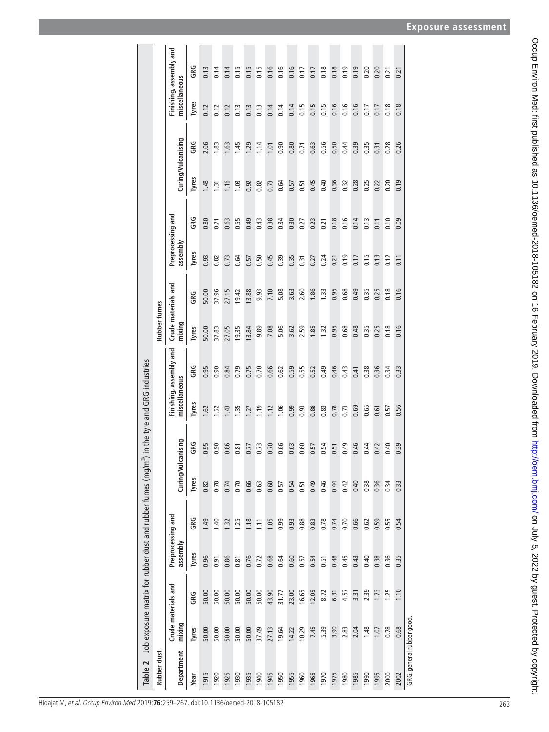**Table 2** Job exposure matrix for rubber dust and rubber fumes (mg/m$^3$) in the tyre and GRG industries

| Department | Rubber dust | | | | | | | | Rubber fumes | | | | | | | |
|---|---|---|---|---|---|---|---|---|---|---|---|---|---|---|---|---|
| | Crude materials and mixing | | Preprocessing and assembly | | Curing/Vulcanising | | Finishing, assembly and miscellaneous | | Crude materials and mixing | | Preprocessing and assembly | | Curing/Vulcanising | | Finishing, assembly and miscellaneous | |
| Year | Tyres | GRG | Tyres | GRG | Tyres | GRG | Tyres | GRG | Tyres | GRG | Tyres | GRG | Tyres | GRG | Tyres | GRG |
| 1915 | 50.00 | 50.00 | 0.96 | 1.49 | 0.82 | 0.95 | 1.62 | 0.95 | 50.00 | 50.00 | 0.93 | 0.80 | 1.48 | 2.06 | 0.12 | 0.13 |
| 1920 | 50.00 | 50.00 | 0.91 | 1.40 | 0.78 | 0.90 | 1.52 | 0.90 | 37.83 | 37.96 | 0.82 | 0.71 | 1.31 | 1.83 | 0.12 | 0.14 |
| 1925 | 50.00 | 50.00 | 0.86 | 1.32 | 0.74 | 0.86 | 1.43 | 0.84 | 27.05 | 27.15 | 0.73 | 0.63 | 1.16 | 1.63 | 0.12 | 0.14 |
| 1930 | 50.00 | 50.00 | 0.81 | 1.25 | 0.70 | 0.81 | 1.35 | 0.79 | 19.35 | 19.42 | 0.64 | 0.55 | 1.03 | 1.45 | 0.13 | 0.15 |
| 1935 | 50.00 | 50.00 | 0.76 | 1.18 | 0.66 | 0.77 | 1.27 | 0.75 | 13.84 | 13.88 | 0.57 | 0.49 | 0.92 | 1.29 | 0.13 | 0.15 |
| 1940 | 37.49 | 50.00 | 0.72 | 1.11 | 0.63 | 0.73 | 1.19 | 0.70 | 9.89 | 9.93 | 0.50 | 0.43 | 0.82 | 1.14 | 0.13 | 0.15 |
| 1945 | 27.13 | 43.90 | 0.68 | 1.05 | 0.60 | 0.70 | 1.12 | 0.66 | 7.08 | 7.10 | 0.45 | 0.38 | 0.73 | 1.01 | 0.14 | 0.16 |
| 1950 | 19.64 | 31.77 | 0.64 | 0.99 | 0.57 | 0.66 | 1.06 | 0.62 | 5.06 | 5.08 | 0.39 | 0.34 | 0.64 | 0.90 | 0.14 | 0.16 |
| 1955 | 14.22 | 23.00 | 0.60 | 0.93 | 0.54 | 0.63 | 0.99 | 0.59 | 3.62 | 3.63 | 0.35 | 0.30 | 0.57 | 0.80 | 0.14 | 0.16 |
| 1960 | 10.29 | 16.65 | 0.57 | 0.88 | 0.51 | 0.60 | 0.93 | 0.55 | 2.59 | 2.60 | 0.31 | 0.27 | 0.51 | 0.71 | 0.15 | 0.17 |
| 1965 | 7.45 | 12.05 | 0.54 | 0.83 | 0.49 | 0.57 | 0.88 | 0.52 | 1.85 | 1.86 | 0.27 | 0.23 | 0.45 | 0.63 | 0.15 | 0.17 |
| 1970 | 5.39 | 8.72 | 0.51 | 0.78 | 0.46 | 0.54 | 0.83 | 0.49 | 1.32 | 1.33 | 0.24 | 0.21 | 0.40 | 0.56 | 0.15 | 0.18 |
| 1975 | 3.90 | 6.31 | 0.48 | 0.74 | 0.44 | 0.51 | 0.78 | 0.46 | 0.95 | 0.95 | 0.21 | 0.18 | 0.36 | 0.50 | 0.16 | 0.18 |
| 1980 | 2.83 | 4.57 | 0.45 | 0.70 | 0.42 | 0.49 | 0.73 | 0.43 | 0.68 | 0.68 | 0.19 | 0.16 | 0.32 | 0.44 | 0.16 | 0.19 |
| 1985 | 2.04 | 3.31 | 0.43 | 0.66 | 0.40 | 0.46 | 0.69 | 0.41 | 0.48 | 0.49 | 0.17 | 0.14 | 0.28 | 0.39 | 0.16 | 0.19 |
| 1990 | 1.48 | 2.39 | 0.40 | 0.62 | 0.38 | 0.44 | 0.65 | 0.38 | 0.35 | 0.35 | 0.15 | 0.13 | 0.25 | 0.35 | 0.17 | 0.20 |
| 1995 | 1.07 | 1.73 | 0.38 | 0.59 | 0.36 | 0.42 | 0.61 | 0.36 | 0.25 | 0.25 | 0.13 | 0.11 | 0.22 | 0.31 | 0.17 | 0.20 |
| 2000 | 0.78 | 1.25 | 0.36 | 0.55 | 0.34 | 0.40 | 0.57 | 0.34 | 0.18 | 0.18 | 0.12 | 0.10 | 0.20 | 0.28 | 0.18 | 0.21 |
| 2002 | 0.68 | 1.10 | 0.35 | 0.54 | 0.33 | 0.39 | 0.56 | 0.33 | 0.16 | 0.16 | 0.11 | 0.09 | 0.19 | 0.26 | 0.18 | 0.21 |

GRG, general rubber good.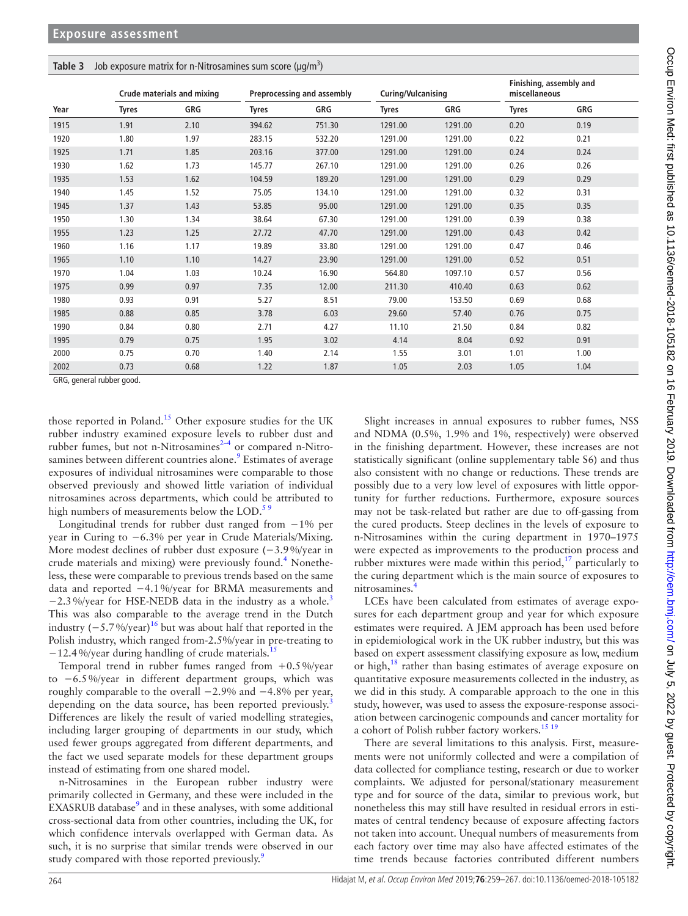**Table 3** Job exposure matrix for n-Nitrosamines sum score (μg/m$^3$)

| Year | Crude materials and mixing | | Preprocessing and assembly | | Curing/Vulcanising | | Finishing, assembly and miscellaneous | |
|---|---|---|---|---|---|---|---|---|
| | Tyres | GRG | Tyres | GRG | Tyres | GRG | Tyres | GRG |
| 1915 | 1.91 | 2.10 | 394.62 | 751.30 | 1291.00 | 1291.00 | 0.20 | 0.19 |
| 1920 | 1.80 | 1.97 | 283.15 | 532.20 | 1291.00 | 1291.00 | 0.22 | 0.21 |
| 1925 | 1.71 | 1.85 | 203.16 | 377.00 | 1291.00 | 1291.00 | 0.24 | 0.24 |
| 1930 | 1.62 | 1.73 | 145.77 | 267.10 | 1291.00 | 1291.00 | 0.26 | 0.26 |
| 1935 | 1.53 | 1.62 | 104.59 | 189.20 | 1291.00 | 1291.00 | 0.29 | 0.29 |
| 1940 | 1.45 | 1.52 | 75.05 | 134.10 | 1291.00 | 1291.00 | 0.32 | 0.31 |
| 1945 | 1.37 | 1.43 | 53.85 | 95.00 | 1291.00 | 1291.00 | 0.35 | 0.35 |
| 1950 | 1.30 | 1.34 | 38.64 | 67.30 | 1291.00 | 1291.00 | 0.39 | 0.38 |
| 1955 | 1.23 | 1.25 | 27.72 | 47.70 | 1291.00 | 1291.00 | 0.43 | 0.42 |
| 1960 | 1.16 | 1.17 | 19.89 | 33.80 | 1291.00 | 1291.00 | 0.47 | 0.46 |
| 1965 | 1.10 | 1.10 | 14.27 | 23.90 | 1291.00 | 1291.00 | 0.52 | 0.51 |
| 1970 | 1.04 | 1.03 | 10.24 | 16.90 | 564.80 | 1097.10 | 0.57 | 0.56 |
| 1975 | 0.99 | 0.97 | 7.35 | 12.00 | 211.30 | 410.40 | 0.63 | 0.62 |
| 1980 | 0.93 | 0.91 | 5.27 | 8.51 | 79.00 | 153.50 | 0.69 | 0.68 |
| 1985 | 0.88 | 0.85 | 3.78 | 6.03 | 29.60 | 57.40 | 0.76 | 0.75 |
| 1990 | 0.84 | 0.80 | 2.71 | 4.27 | 11.10 | 21.50 | 0.84 | 0.82 |
| 1995 | 0.79 | 0.75 | 1.95 | 3.02 | 4.14 | 8.04 | 0.92 | 0.91 |
| 2000 | 0.75 | 0.70 | 1.40 | 2.14 | 1.55 | 3.01 | 1.01 | 1.00 |
| 2002 | 0.73 | 0.68 | 1.22 | 1.87 | 1.05 | 2.03 | 1.05 | 1.04 |

GRG, general rubber good.

those reported in Poland.[15] Other exposure studies for the UK rubber industry examined exposure levels to rubber dust and rubber fumes, but not n-Nitrosamines[2–4] or compared n-Nitrosamines between different countries alone.[9] Estimates of average exposures of individual nitrosamines were comparable to those observed previously and showed little variation of individual nitrosamines across departments, which could be attributed to high numbers of measurements below the LOD.[5 9]

Longitudinal trends for rubber dust ranged from −1% per year in Curing to −6.3% per year in Crude Materials/Mixing. More modest declines of rubber dust exposure (−3.9%/year in crude materials and mixing) were previously found.[4] Nonetheless, these were comparable to previous trends based on the same data and reported −4.1%/year for BRMA measurements and −2.3%/year for HSE-NEDB data in the industry as a whole.[3] This was also comparable to the average trend in the Dutch industry (−5.7%/year)[16] but was about half that reported in the Polish industry, which ranged from-2.5%/year in pre-treating to −12.4%/year during handling of crude materials.[15]

Temporal trend in rubber fumes ranged from +0.5%/year to −6.5%/year in different department groups, which was roughly comparable to the overall −2.9% and −4.8% per year, depending on the data source, has been reported previously.[3] Differences are likely the result of varied modelling strategies, including larger grouping of departments in our study, which used fewer groups aggregated from different departments, and the fact we used separate models for these department groups instead of estimating from one shared model.

n-Nitrosamines in the European rubber industry were primarily collected in Germany, and these were included in the EXASRUB database[9] and in these analyses, with some additional cross-sectional data from other countries, including the UK, for which confidence intervals overlapped with German data. As such, it is no surprise that similar trends were observed in our study compared with those reported previously.[9]

Slight increases in annual exposures to rubber fumes, NSS and NDMA (0.5%, 1.9% and 1%, respectively) were observed in the finishing department. However, these increases are not statistically significant (online supplementary table S6) and thus also consistent with no change or reductions. These trends are possibly due to a very low level of exposures with little opportunity for further reductions. Furthermore, exposure sources may not be task-related but rather are due to off-gassing from the cured products. Steep declines in the levels of exposure to n-Nitrosamines within the curing department in 1970–1975 were expected as improvements to the production process and rubber mixtures were made within this period,[17] particularly to the curing department which is the main source of exposures to nitrosamines.[4]

LCEs have been calculated from estimates of average exposures for each department group and year for which exposure estimates were required. A JEM approach has been used before in epidemiological work in the UK rubber industry, but this was based on expert assessment classifying exposure as low, medium or high,[18] rather than basing estimates of average exposure on quantitative exposure measurements collected in the industry, as we did in this study. A comparable approach to the one in this study, however, was used to assess the exposure-response association between carcinogenic compounds and cancer mortality for a cohort of Polish rubber factory workers.[15 19]

There are several limitations to this analysis. First, measurements were not uniformly collected and were a compilation of data collected for compliance testing, research or due to worker complaints. We adjusted for personal/stationary measurement type and for source of the data, similar to previous work, but nonetheless this may still have resulted in residual errors in estimates of central tendency because of exposure affecting factors not taken into account. Unequal numbers of measurements from each factory over time may also have affected estimates of the time trends because factories contributed different numbers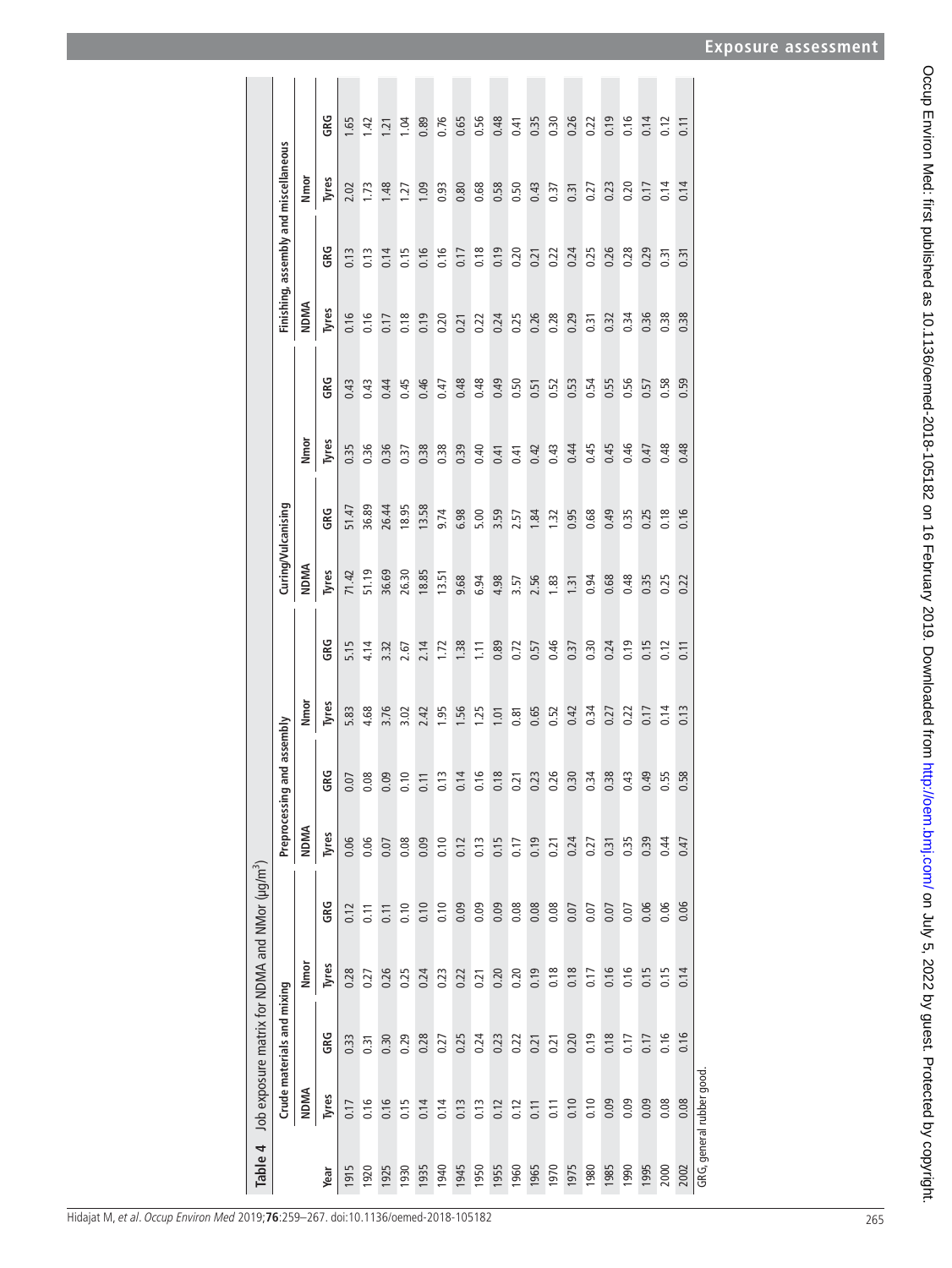**Table 4** Job exposure matrix for NDMA and NMor (μg/m$^3$)

| | Crude materials and mixing | | | | Preprocessing and assembly | | | | Curing/Vulcanising | | | | Finishing, assembly and miscellaneous | | | |
|---|---|---|---|---|---|---|---|---|---|---|---|---|---|---|---|---|
| | NDMA | | Nmor | | NDMA | | Nmor | | NDMA | | Nmor | | NDMA | | Nmor | |
| Year | Tyres | GRG | Tyres | GRG | Tyres | GRG | Tyres | GRG | Tyres | GRG | Tyres | GRG | Tyres | GRG | Tyres | GRG |
| 1915 | 0.17 | 0.33 | 0.28 | 0.12 | 0.06 | 0.07 | 5.83 | 5.15 | 71.42 | 51.47 | 0.35 | 0.43 | 0.16 | 0.13 | 2.02 | 1.65 |
| 1920 | 0.16 | 0.31 | 0.27 | 0.11 | 0.06 | 0.08 | 4.68 | 4.14 | 51.19 | 36.89 | 0.36 | 0.43 | 0.16 | 0.13 | 1.73 | 1.42 |
| 1925 | 0.16 | 0.30 | 0.26 | 0.11 | 0.07 | 0.09 | 3.76 | 3.32 | 36.69 | 26.44 | 0.36 | 0.44 | 0.17 | 0.14 | 1.48 | 1.21 |
| 1930 | 0.15 | 0.29 | 0.25 | 0.10 | 0.08 | 0.10 | 3.02 | 2.67 | 26.30 | 18.95 | 0.37 | 0.45 | 0.18 | 0.15 | 1.27 | 1.04 |
| 1935 | 0.14 | 0.28 | 0.24 | 0.10 | 0.09 | 0.11 | 2.42 | 2.14 | 18.85 | 13.58 | 0.38 | 0.46 | 0.19 | 0.16 | 1.09 | 0.89 |
| 1940 | 0.14 | 0.27 | 0.23 | 0.10 | 0.10 | 0.13 | 1.95 | 1.72 | 13.51 | 9.74 | 0.38 | 0.47 | 0.20 | 0.16 | 0.93 | 0.76 |
| 1945 | 0.13 | 0.25 | 0.22 | 0.09 | 0.12 | 0.14 | 1.56 | 1.38 | 9.68 | 6.98 | 0.39 | 0.48 | 0.21 | 0.17 | 0.80 | 0.65 |
| 1950 | 0.13 | 0.24 | 0.21 | 0.09 | 0.13 | 0.16 | 1.25 | 1.11 | 6.94 | 5.00 | 0.40 | 0.48 | 0.22 | 0.18 | 0.68 | 0.56 |
| 1955 | 0.12 | 0.23 | 0.20 | 0.09 | 0.15 | 0.18 | 1.01 | 0.89 | 4.98 | 3.59 | 0.41 | 0.49 | 0.24 | 0.19 | 0.58 | 0.48 |
| 1960 | 0.12 | 0.22 | 0.20 | 0.08 | 0.17 | 0.21 | 0.81 | 0.72 | 3.57 | 2.57 | 0.41 | 0.50 | 0.25 | 0.20 | 0.50 | 0.41 |
| 1965 | 0.11 | 0.21 | 0.19 | 0.08 | 0.19 | 0.23 | 0.65 | 0.57 | 2.56 | 1.84 | 0.42 | 0.51 | 0.26 | 0.21 | 0.43 | 0.35 |
| 1970 | 0.11 | 0.21 | 0.18 | 0.08 | 0.21 | 0.26 | 0.52 | 0.46 | 1.83 | 1.32 | 0.43 | 0.52 | 0.28 | 0.22 | 0.37 | 0.30 |
| 1975 | 0.10 | 0.20 | 0.18 | 0.07 | 0.24 | 0.30 | 0.42 | 0.37 | 1.31 | 0.95 | 0.44 | 0.53 | 0.29 | 0.24 | 0.31 | 0.26 |
| 1980 | 0.10 | 0.19 | 0.17 | 0.07 | 0.27 | 0.34 | 0.34 | 0.30 | 0.94 | 0.68 | 0.45 | 0.54 | 0.31 | 0.25 | 0.27 | 0.22 |
| 1985 | 0.09 | 0.18 | 0.16 | 0.07 | 0.31 | 0.38 | 0.27 | 0.24 | 0.68 | 0.49 | 0.45 | 0.55 | 0.32 | 0.26 | 0.23 | 0.19 |
| 1990 | 0.09 | 0.17 | 0.16 | 0.07 | 0.35 | 0.43 | 0.22 | 0.19 | 0.48 | 0.35 | 0.46 | 0.56 | 0.34 | 0.28 | 0.20 | 0.16 |
| 1995 | 0.09 | 0.17 | 0.15 | 0.06 | 0.39 | 0.49 | 0.17 | 0.15 | 0.35 | 0.25 | 0.47 | 0.57 | 0.36 | 0.29 | 0.17 | 0.14 |
| 2000 | 0.08 | 0.16 | 0.15 | 0.06 | 0.44 | 0.55 | 0.14 | 0.12 | 0.25 | 0.18 | 0.48 | 0.58 | 0.38 | 0.31 | 0.14 | 0.12 |
| 2002 | 0.08 | 0.16 | 0.14 | 0.06 | 0.47 | 0.58 | 0.13 | 0.11 | 0.22 | 0.16 | 0.48 | 0.59 | 0.38 | 0.31 | 0.14 | 0.11 |

GRG, general rubber good.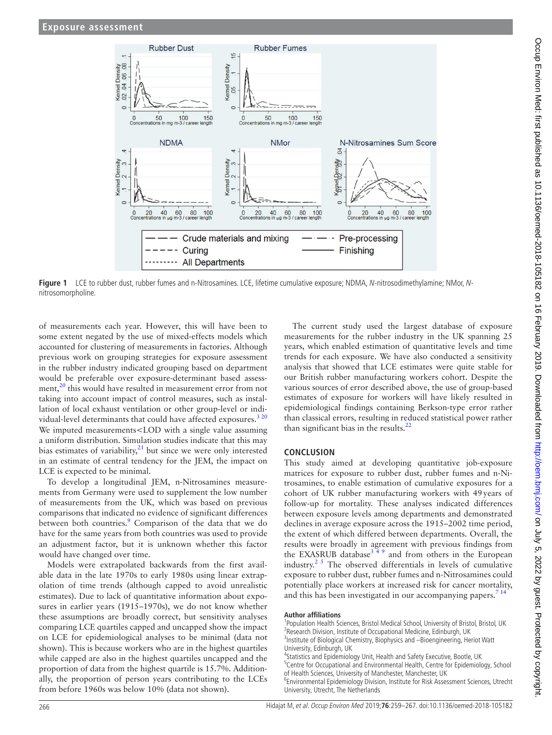**Figure 1** LCE to rubber dust, rubber fumes and n-Nitrosamines. LCE, lifetime cumulative exposure; NDMA, *N*-nitrosodimethylamine; NMor, *N*-nitrosomorpholine.

of measurements each year. However, this will have been to some extent negated by the use of mixed-effects models which accounted for clustering of measurements in factories. Although previous work on grouping strategies for exposure assessment in the rubber industry indicated grouping based on department would be preferable over exposure-determinant based assessment,[20] this would have resulted in measurement error from not taking into account impact of control measures, such as installation of local exhaust ventilation or other group-level or individual-level determinants that could have affected exposures.[3 20] We imputed measurements<LOD with a single value assuming a uniform distribution. Simulation studies indicate that this may bias estimates of variability,[21] but since we were only interested in an estimate of central tendency for the JEM, the impact on LCE is expected to be minimal.

To develop a longitudinal JEM, n-Nitrosamines measurements from Germany were used to supplement the low number of measurements from the UK, which was based on previous comparisons that indicated no evidence of significant differences between both countries.[9] Comparison of the data that we do have for the same years from both countries was used to provide an adjustment factor, but it is unknown whether this factor would have changed over time.

Models were extrapolated backwards from the first available data in the late 1970s to early 1980s using linear extrapolation of time trends (although capped to avoid unrealistic estimates). Due to lack of quantitative information about exposures in earlier years (1915–1970s), we do not know whether these assumptions are broadly correct, but sensitivity analyses comparing LCE quartiles capped and uncapped show the impact on LCE for epidemiological analyses to be minimal (data not shown). This is because workers who are in the highest quartiles while capped are also in the highest quartiles uncapped and the proportion of data from the highest quartile is 15.7%. Additionally, the proportion of person years contributing to the LCEs from before 1960s was below 10% (data not shown).

The current study used the largest database of exposure measurements for the rubber industry in the UK spanning 25 years, which enabled estimation of quantitative levels and time trends for each exposure. We have also conducted a sensitivity analysis that showed that LCE estimates were quite stable for our British rubber manufacturing workers cohort. Despite the various sources of error described above, the use of group-based estimates of exposure for workers will have likely resulted in epidemiological findings containing Berkson-type error rather than classical errors, resulting in reduced statistical power rather than significant bias in the results.[22]

## CONCLUSION

This study aimed at developing quantitative job-exposure matrices for exposure to rubber dust, rubber fumes and n-Nitrosamines, to enable estimation of cumulative exposures for a cohort of UK rubber manufacturing workers with 49 years of follow-up for mortality. These analyses indicated differences between exposure levels among departments and demonstrated declines in average exposure across the 1915–2002 time period, the extent of which differed between departments. Overall, the results were broadly in agreement with previous findings from the EXASRUB database[3 4 9] and from others in the European industry.[2 5] The observed differentials in levels of cumulative exposure to rubber dust, rubber fumes and n-Nitrosamines could potentially place workers at increased risk for cancer mortality, and this has been investigated in our accompanying papers.[7 14]

**Author affiliations**

[1]Population Health Sciences, Bristol Medical School, University of Bristol, Bristol, UK
[2]Research Division, Institute of Occupational Medicine, Edinburgh, UK
[3]Institute of Biological Chemistry, Biophysics and –Bioengineering, Heriot Watt University, Edinburgh, UK
[4]Statistics and Epidemiology Unit, Health and Safety Executive, Bootle, UK
[5]Centre for Occupational and Environmental Health, Centre for Epidemiology, School of Health Sciences, University of Manchester, Manchester, UK
[6]Environmental Epidemiology Division, Institute for Risk Assessment Sciences, Utrecht University, Utrecht, The Netherlands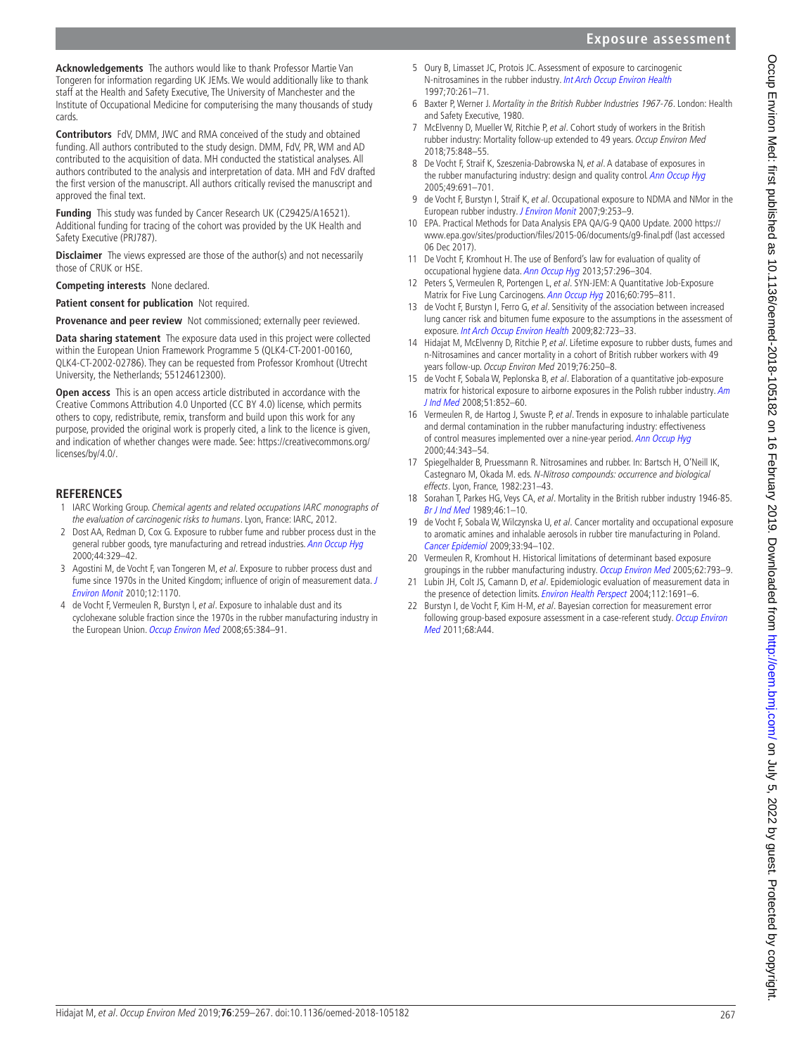**Acknowledgements** The authors would like to thank Professor Martie Van Tongeren for information regarding UK JEMs. We would additionally like to thank staff at the Health and Safety Executive, The University of Manchester and the Institute of Occupational Medicine for computerising the many thousands of study cards.

**Contributors** FdV, DMM, JWC and RMA conceived of the study and obtained funding. All authors contributed to the study design. DMM, FdV, PR, WM and AD contributed to the acquisition of data. MH conducted the statistical analyses. All authors contributed to the analysis and interpretation of data. MH and FdV drafted the first version of the manuscript. All authors critically revised the manuscript and approved the final text.

**Funding** This study was funded by Cancer Research UK (C29425/A16521). Additional funding for tracing of the cohort was provided by the UK Health and Safety Executive (PRJ787).

**Disclaimer** The views expressed are those of the author(s) and not necessarily those of CRUK or HSE.

**Competing interests** None declared.

**Patient consent for publication** Not required.

**Provenance and peer review** Not commissioned; externally peer reviewed.

**Data sharing statement** The exposure data used in this project were collected within the European Union Framework Programme 5 (QLK4-CT-2001-00160, QLK4-CT-2002-02786). They can be requested from Professor Kromhout (Utrecht University, the Netherlands; 55124612300).

**Open access** This is an open access article distributed in accordance with the Creative Commons Attribution 4.0 Unported (CC BY 4.0) license, which permits others to copy, redistribute, remix, transform and build upon this work for any purpose, provided the original work is properly cited, a link to the licence is given, and indication of whether changes were made. See: https://creativecommons.org/licenses/by/4.0/.

## REFERENCES

1. IARC Working Group. *Chemical agents and related occupations IARC monographs of the evaluation of carcinogenic risks to humans*. Lyon, France: IARC, 2012.
2. Dost AA, Redman D, Cox G. Exposure to rubber fume and rubber process dust in the general rubber goods, tyre manufacturing and retread industries. *Ann Occup Hyg* 2000;44:329–42.
3. Agostini M, de Vocht F, van Tongeren M, *et al*. Exposure to rubber process dust and fume since 1970s in the United Kingdom; influence of origin of measurement data. *J Environ Monit* 2010;12:1170.
4. de Vocht F, Vermeulen R, Burstyn I, *et al*. Exposure to inhalable dust and its cyclohexane soluble fraction since the 1970s in the rubber manufacturing industry in the European Union. *Occup Environ Med* 2008;65:384–91.
5. Oury B, Limasset JC, Protois JC. Assessment of exposure to carcinogenic N-nitrosamines in the rubber industry. *Int Arch Occup Environ Health* 1997;70:261–71.
6. Baxter P, Werner J. *Mortality in the British Rubber Industries 1967-76*. London: Health and Safety Executive, 1980.
7. McElvenny D, Mueller W, Ritchie P, *et al*. Cohort study of workers in the British rubber industry: Mortality follow-up extended to 49 years. *Occup Environ Med* 2018;75:848–55.
8. De Vocht F, Straif K, Szeszenia-Dabrowska N, *et al*. A database of exposures in the rubber manufacturing industry: design and quality control. *Ann Occup Hyg* 2005;49:691–701.
9. de Vocht F, Burstyn I, Straif K, *et al*. Occupational exposure to NDMA and NMor in the European rubber industry. *J Environ Monit* 2007;9:253–9.
10. EPA. Practical Methods for Data Analysis EPA QA/G-9 QA00 Update. 2000 https://www.epa.gov/sites/production/files/2015-06/documents/g9-final.pdf (last accessed 06 Dec 2017).
11. De Vocht F, Kromhout H. The use of Benford's law for evaluation of quality of occupational hygiene data. *Ann Occup Hyg* 2013;57:296–304.
12. Peters S, Vermeulen R, Portengen L, *et al*. SYN-JEM: A Quantitative Job-Exposure Matrix for Five Lung Carcinogens. *Ann Occup Hyg* 2016;60:795–811.
13. de Vocht F, Burstyn I, Ferro G, *et al*. Sensitivity of the association between increased lung cancer risk and bitumen fume exposure to the assumptions in the assessment of exposure. *Int Arch Occup Environ Health* 2009;82:723–33.
14. Hidajat M, McElvenny D, Ritchie P, *et al*. Lifetime exposure to rubber dusts, fumes and n-Nitrosamines and cancer mortality in a cohort of British rubber workers with 49 years follow-up. *Occup Environ Med* 2019;76:250–8.
15. de Vocht F, Sobala W, Peplonska B, *et al*. Elaboration of a quantitative job-exposure matrix for historical exposure to airborne exposures in the Polish rubber industry. *Am J Ind Med* 2008;51:852–60.
16. Vermeulen R, de Hartog J, Swuste P, *et al*. Trends in exposure to inhalable particulate and dermal contamination in the rubber manufacturing industry: effectiveness of control measures implemented over a nine-year period. *Ann Occup Hyg* 2000;44:343–54.
17. Spiegelhalder B, Pruessmann R. Nitrosamines and rubber. In: Bartsch H, O'Neill IK, Castegnaro M, Okada M. eds. *N-Nitroso compounds: occurrence and biological effects*. Lyon, France, 1982:231–43.
18. Sorahan T, Parkes HG, Veys CA, *et al*. Mortality in the British rubber industry 1946-85. *Br J Ind Med* 1989;46:1–10.
19. de Vocht F, Sobala W, Wilczynska U, *et al*. Cancer mortality and occupational exposure to aromatic amines and inhalable aerosols in rubber tire manufacturing in Poland. *Cancer Epidemiol* 2009;33:94–102.
20. Vermeulen R, Kromhout H. Historical limitations of determinant based exposure groupings in the rubber manufacturing industry. *Occup Environ Med* 2005;62:793–9.
21. Lubin JH, Colt JS, Camann D, *et al*. Epidemiologic evaluation of measurement data in the presence of detection limits. *Environ Health Perspect* 2004;112:1691–6.
22. Burstyn I, de Vocht F, Kim H-M, *et al*. Bayesian correction for measurement error following group-based exposure assessment in a case-referent study. *Occup Environ Med* 2011;68:A44.